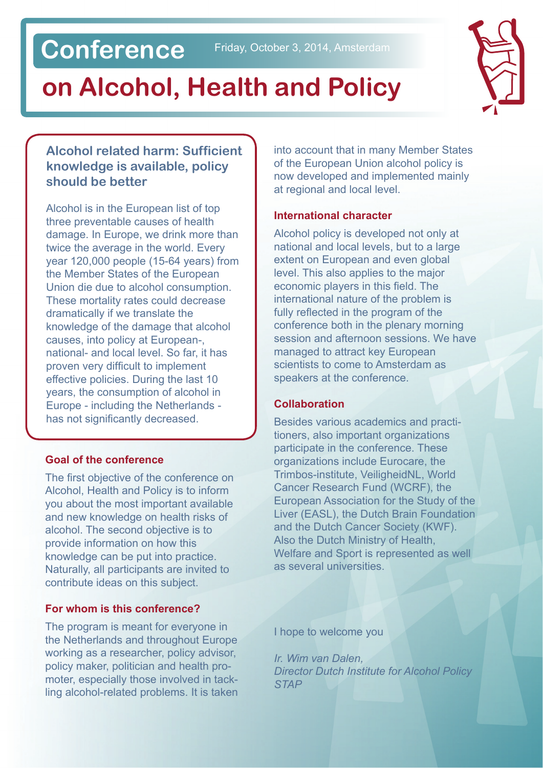# Conference on Alcohol, Health and Policy

Friday, October 3, 2014, Amsterdam

## Alcohol related harm: Sufficient knowledge is available, policy should be better

Alcohol is in the European list of top three preventable causes of health damage. In Europe, we drink more than twice the average in the world. Every year 120,000 people (15-64 years) from the Member States of the European Union die due to alcohol consumption. These mortality rates could decrease dramatically if we translate the knowledge of the damage that alcohol causes, into policy at European-, national- and local level. So far, it has proven very difficult to implement effective policies. During the last 10 years, the consumption of alcohol in Europe - including the Netherlands - has not significantly decreased.

### Goal of the conference

The first objective of the conference on Alcohol, Health and Policy is to inform you about the most important available and new knowledge on health risks of alcohol. The second objective is to provide information on how this knowledge can be put into practice. Naturally, all participants are invited to contribute ideas on this subject.

### For whom is this conference?

The program is meant for everyone in the Netherlands and throughout Europe working as a researcher, policy advisor, policy maker, politician and health promoter, especially those involved in tackling alcohol-related problems. It is taken into account that in many Member States of the European Union alcohol policy is now developed and implemented mainly at regional and local level.

### International character

Alcohol policy is developed not only at national and local levels, but to a large extent on European and even global level. This also applies to the major economic players in this field. The international nature of the problem is fully reflected in the program of the conference both in the plenary morning session and afternoon sessions. We have managed to attract key European scientists to come to Amsterdam as speakers at the conference.

### Collaboration

Besides various academics and practitioners, also important organizations participate in the conference. These organizations include Eurocare, the Trimbos-institute, VeiligheidNL, World Cancer Research Fund (WCRF), the European Association for the Study of the Liver (EASL), the Dutch Brain Foundation and the Dutch Cancer Society (KWF). Also the Dutch Ministry of Health, Welfare and Sport is represented as well as several universities.

I hope to welcome you

*Ir. Wim van Dalen,*
*Director Dutch Institute for Alcohol Policy STAP*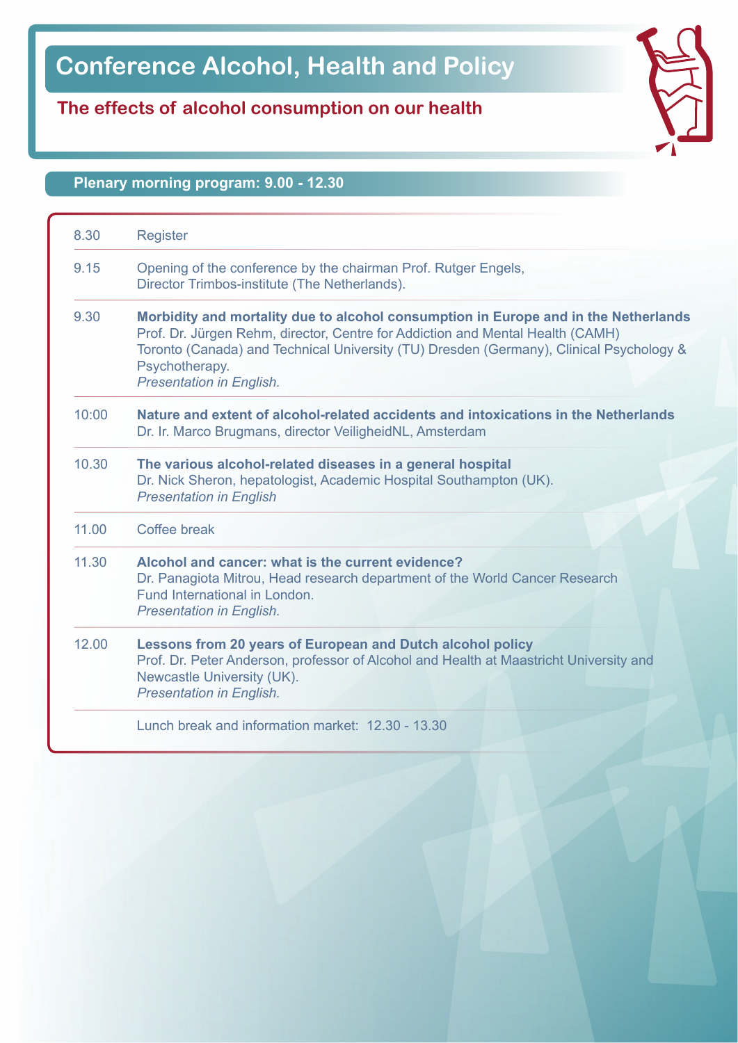# Conference Alcohol, Health and Policy

## The effects of alcohol consumption on our health

### Plenary morning program: 9.00 - 12.30

| | |
|---|---|
| 8.30 | Register |
| 9.15 | Opening of the conference by the chairman Prof. Rutger Engels, Director Trimbos-institute (The Netherlands). |
| 9.30 | **Morbidity and mortality due to alcohol consumption in Europe and in the Netherlands** Prof. Dr. Jürgen Rehm, director, Centre for Addiction and Mental Health (CAMH) Toronto (Canada) and Technical University (TU) Dresden (Germany), Clinical Psychology & Psychotherapy. *Presentation in English.* |
| 10:00 | **Nature and extent of alcohol-related accidents and intoxications in the Netherlands** Dr. Ir. Marco Brugmans, director VeiligheidNL, Amsterdam |
| 10.30 | **The various alcohol-related diseases in a general hospital** Dr. Nick Sheron, hepatologist, Academic Hospital Southampton (UK). *Presentation in English* |
| 11.00 | Coffee break |
| 11.30 | **Alcohol and cancer: what is the current evidence?** Dr. Panagiota Mitrou, Head research department of the World Cancer Research Fund International in London. *Presentation in English.* |
| 12.00 | **Lessons from 20 years of European and Dutch alcohol policy** Prof. Dr. Peter Anderson, professor of Alcohol and Health at Maastricht University and Newcastle University (UK). *Presentation in English.* |
| | Lunch break and information market: 12.30 - 13.30 |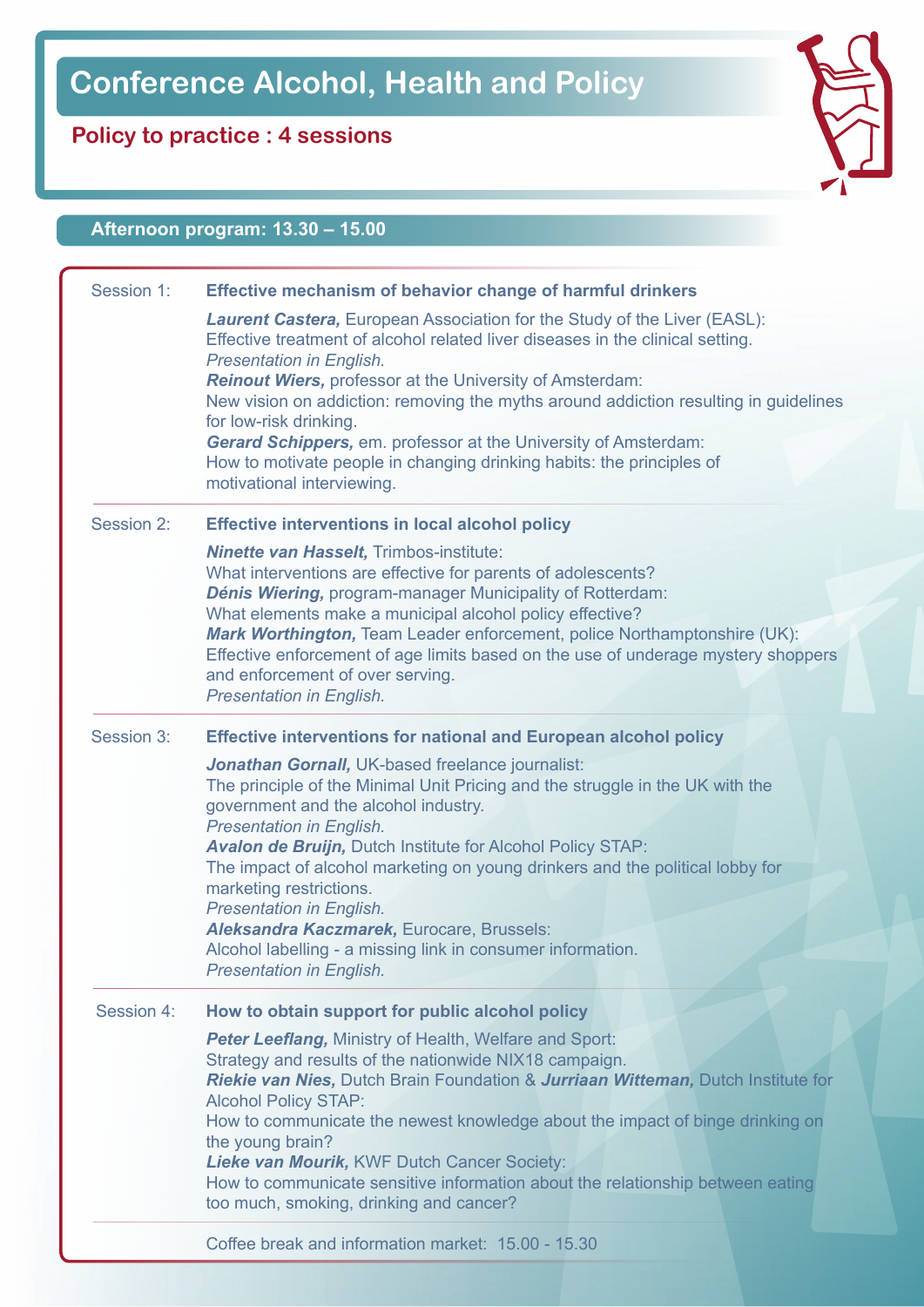# Conference Alcohol, Health and Policy

## Policy to practice : 4 sessions

### Afternoon program: 13.30 – 15.00

**Session 1: Effective mechanism of behavior change of harmful drinkers**

***Laurent Castera,*** European Association for the Study of the Liver (EASL):
Effective treatment of alcohol related liver diseases in the clinical setting.
*Presentation in English.*
***Reinout Wiers,*** professor at the University of Amsterdam:
New vision on addiction: removing the myths around addiction resulting in guidelines for low-risk drinking.
***Gerard Schippers,*** em. professor at the University of Amsterdam:
How to motivate people in changing drinking habits: the principles of motivational interviewing.

**Session 2: Effective interventions in local alcohol policy**

***Ninette van Hasselt,*** Trimbos-institute:
What interventions are effective for parents of adolescents?
***Dénis Wiering,*** program-manager Municipality of Rotterdam:
What elements make a municipal alcohol policy effective?
***Mark Worthington,*** Team Leader enforcement, police Northamptonshire (UK):
Effective enforcement of age limits based on the use of underage mystery shoppers and enforcement of over serving.
*Presentation in English.*

**Session 3: Effective interventions for national and European alcohol policy**

***Jonathan Gornall,*** UK-based freelance journalist:
The principle of the Minimal Unit Pricing and the struggle in the UK with the government and the alcohol industry.
*Presentation in English.*
***Avalon de Bruijn,*** Dutch Institute for Alcohol Policy STAP:
The impact of alcohol marketing on young drinkers and the political lobby for marketing restrictions.
*Presentation in English.*
***Aleksandra Kaczmarek,*** Eurocare, Brussels:
Alcohol labelling - a missing link in consumer information.
*Presentation in English.*

**Session 4: How to obtain support for public alcohol policy**

***Peter Leeflang,*** Ministry of Health, Welfare and Sport:
Strategy and results of the nationwide NIX18 campaign.
***Riekie van Nies,*** Dutch Brain Foundation & ***Jurriaan Witteman,*** Dutch Institute for Alcohol Policy STAP:
How to communicate the newest knowledge about the impact of binge drinking on the young brain?
***Lieke van Mourik,*** KWF Dutch Cancer Society:
How to communicate sensitive information about the relationship between eating too much, smoking, drinking and cancer?

Coffee break and information market: 15.00 - 15.30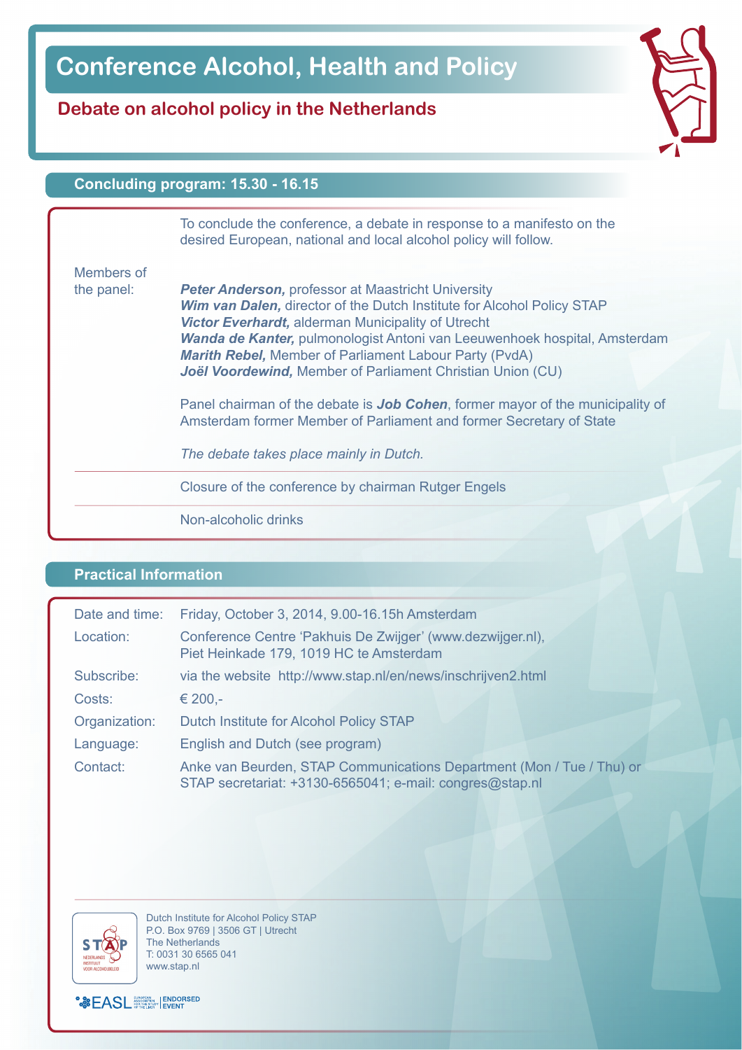# Conference Alcohol, Health and Policy

## Debate on alcohol policy in the Netherlands

### Concluding program: 15.30 - 16.15

To conclude the conference, a debate in response to a manifesto on the desired European, national and local alcohol policy will follow.

Members of the panel:

***Peter Anderson,*** professor at Maastricht University
***Wim van Dalen,*** director of the Dutch Institute for Alcohol Policy STAP
***Victor Everhardt,*** alderman Municipality of Utrecht
***Wanda de Kanter,*** pulmonologist Antoni van Leeuwenhoek hospital, Amsterdam
***Marith Rebel,*** Member of Parliament Labour Party (PvdA)
***Joël Voordewind,*** Member of Parliament Christian Union (CU)

Panel chairman of the debate is ***Job Cohen***, former mayor of the municipality of Amsterdam former Member of Parliament and former Secretary of State

*The debate takes place mainly in Dutch.*

Closure of the conference by chairman Rutger Engels

Non-alcoholic drinks

### Practical Information

| | |
|---|---|
| Date and time: | Friday, October 3, 2014, 9.00-16.15h Amsterdam |
| Location: | Conference Centre 'Pakhuis De Zwijger' (www.dezwijger.nl), Piet Heinkade 179, 1019 HC te Amsterdam |
| Subscribe: | via the website http://www.stap.nl/en/news/inschrijven2.html |
| Costs: | € 200,- |
| Organization: | Dutch Institute for Alcohol Policy STAP |
| Language: | English and Dutch (see program) |
| Contact: | Anke van Beurden, STAP Communications Department (Mon / Tue / Thu) or STAP secretariat: +3130-6565041; e-mail: congres@stap.nl |

STAP
NEDERLANDS INSTITUUT VOOR ALCOHOLBELEID

Dutch Institute for Alcohol Policy STAP
P.O. Box 9769 | 3506 GT | Utrecht
The Netherlands
T: 0031 30 6565 041
www.stap.nl

EASL EUROPEAN ASSOCIATION FOR THE STUDY OF THE LIVER | ENDORSED EVENT